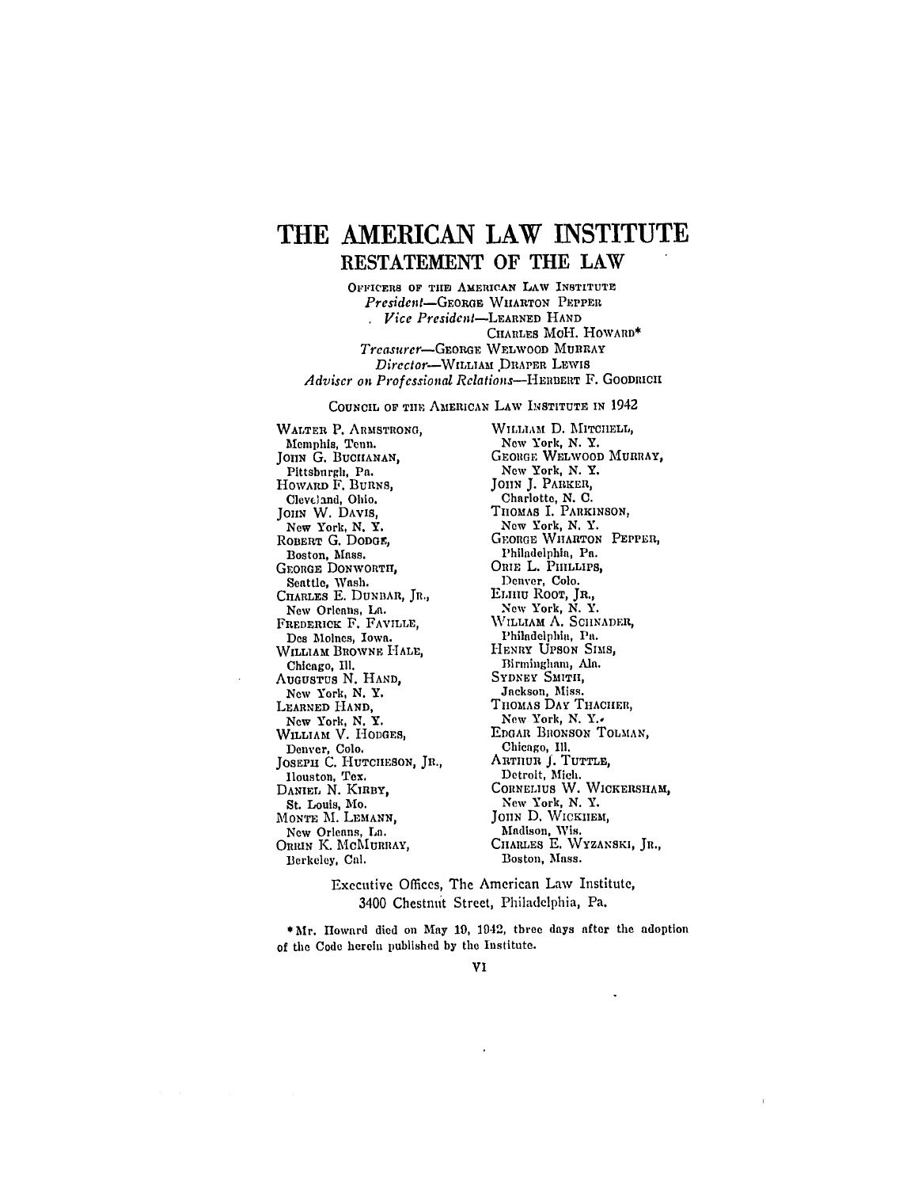# THE AMERICAN LAW INSTITUTE

## RESTATEMENT OF THE LAW

OFFICERS OF THE AMERICAN LAW INSTITUTE

*President*—GEORGE WHARTON PEPPER

*Vice President*—LEARNED HAND

CHARLES McH. HOWARD*

*Treasurer*—GEORGE WELWOOD MURRAY

*Director*—WILLIAM DRAPER LEWIS

*Adviser on Professional Relations*—HERBERT F. GOODRICH

COUNCIL OF THE AMERICAN LAW INSTITUTE IN 1942

WALTER P. ARMSTRONG, Memphis, Tenn.
JOHN G. BUCHANAN, Pittsburgh, Pa.
HOWARD F. BURNS, Cleveland, Ohio.
JOHN W. DAVIS, New York, N. Y.
ROBERT G. DODGE, Boston, Mass.
GEORGE DONWORTH, Seattle, Wash.
CHARLES E. DUNBAR, JR., New Orleans, La.
FREDERICK F. FAVILLE, Des Moines, Iowa.
WILLIAM BROWNE HALE, Chicago, Ill.
AUGUSTUS N. HAND, New York, N. Y.
LEARNED HAND, New York, N. Y.
WILLIAM V. HODGES, Denver, Colo.
JOSEPH C. HUTCHESON, JR., Houston, Tex.
DANIEL N. KIRBY, St. Louis, Mo.
MONTE M. LEMANN, New Orleans, La.
ORRIN K. McMURRAY, Berkeley, Cal.
WILLIAM D. MITCHELL, New York, N. Y.
GEORGE WELWOOD MURRAY, New York, N. Y.
JOHN J. PARKER, Charlotte, N. C.
THOMAS I. PARKINSON, New York, N. Y.
GEORGE WHARTON PEPPER, Philadelphia, Pa.
ORIE L. PHILLIPS, Denver, Colo.
ELIHU ROOT, JR., New York, N. Y.
WILLIAM A. SCHNADER, Philadelphia, Pa.
HENRY UPSON SIMS, Birmingham, Ala.
SYDNEY SMITH, Jackson, Miss.
THOMAS DAY THACHER, New York, N. Y.
EDGAR BRONSON TOLMAN, Chicago, Ill.
ARTHUR J. TUTTLE, Detroit, Mich.
CORNELIUS W. WICKERSHAM, New York, N. Y.
JOHN D. WICKHEM, Madison, Wis.
CHARLES E. WYZANSKI, JR., Boston, Mass.

Executive Offices, The American Law Institute, 3400 Chestnut Street, Philadelphia, Pa.

*Mr. Howard died on May 19, 1942, three days after the adoption of the Code herein published by the Institute.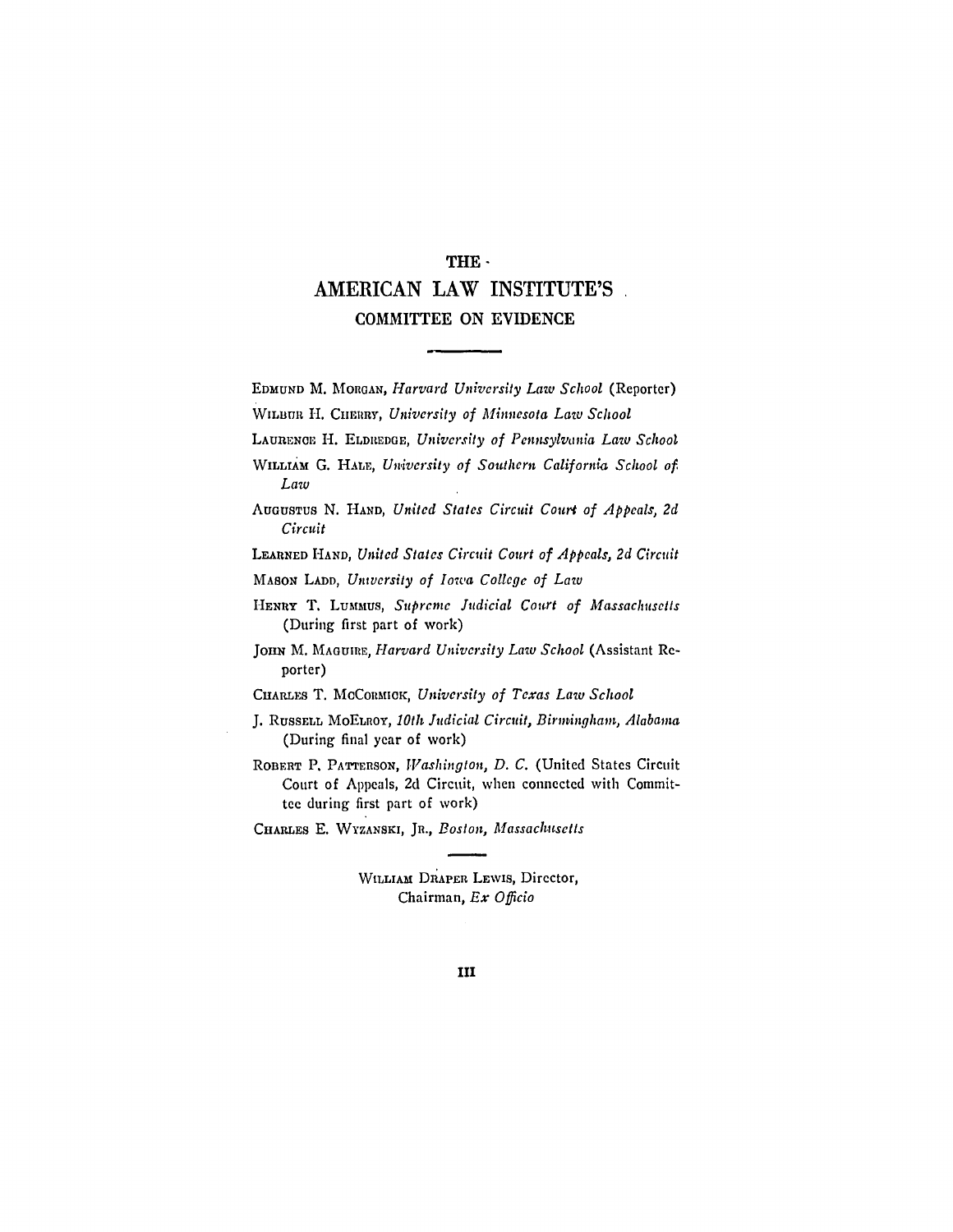# THE
# AMERICAN LAW INSTITUTE'S
## COMMITTEE ON EVIDENCE

EDMUND M. MORGAN, *Harvard University Law School* (Reporter)

WILBUR H. CHERRY, *University of Minnesota Law School*

LAURENCE H. ELDREDGE, *University of Pennsylvania Law School*

WILLIAM G. HALE, *University of Southern California School of Law*

AUGUSTUS N. HAND, *United States Circuit Court of Appeals, 2d Circuit*

LEARNED HAND, *United States Circuit Court of Appeals, 2d Circuit*

MASON LADD, *University of Iowa College of Law*

HENRY T. LUMMUS, *Supreme Judicial Court of Massachusetts* (During first part of work)

JOHN M. MAGUIRE, *Harvard University Law School* (Assistant Reporter)

CHARLES T. MCCORMICK, *University of Texas Law School*

J. RUSSELL MCELROY, *10th Judicial Circuit, Birmingham, Alabama* (During final year of work)

ROBERT P. PATTERSON, *Washington, D. C.* (United States Circuit Court of Appeals, 2d Circuit, when connected with Committee during first part of work)

CHARLES E. WYZANSKI, JR., *Boston, Massachusetts*

WILLIAM DRAPER LEWIS, Director,
Chairman, *Ex Officio*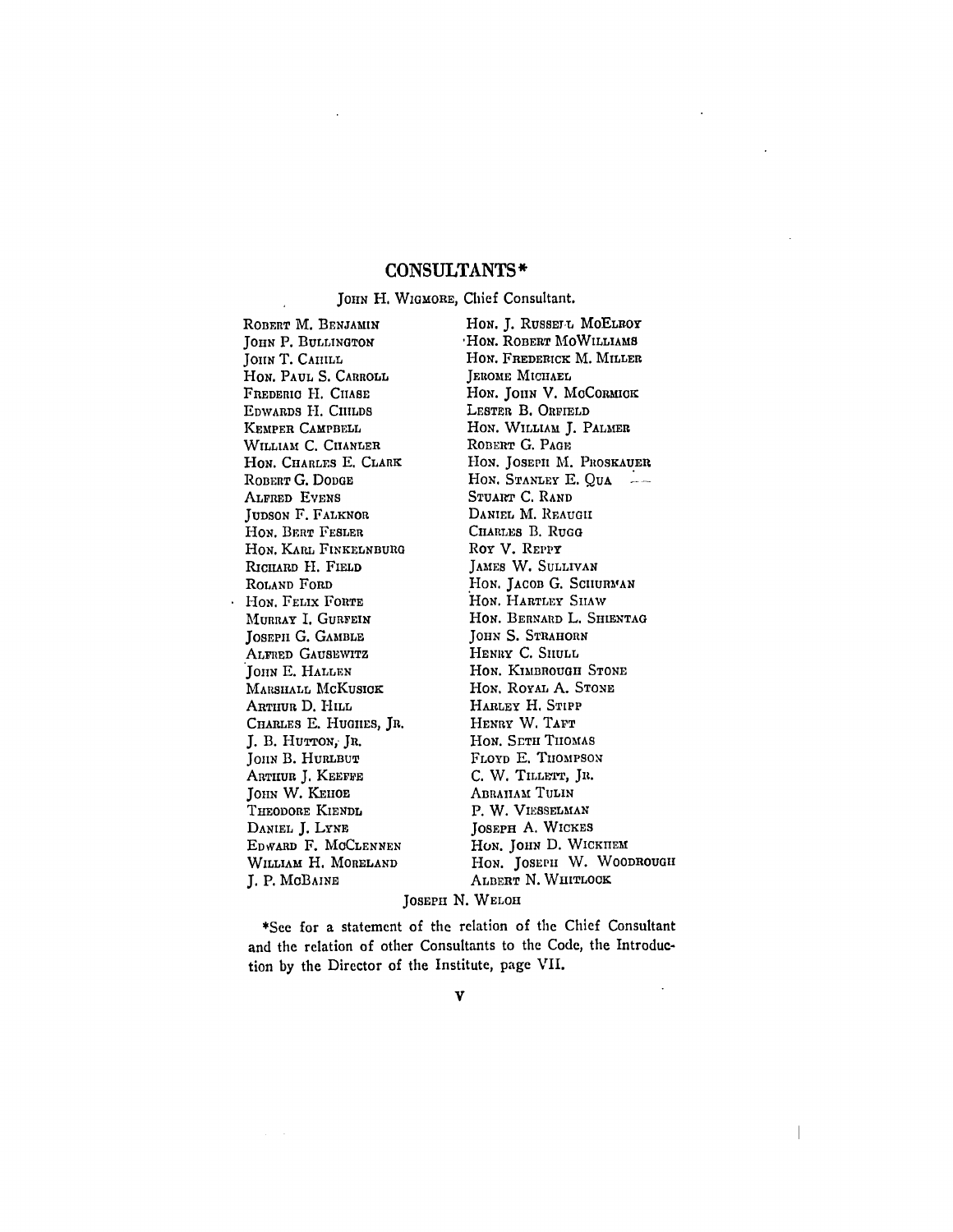# CONSULTANTS*

JOHN H. WIGMORE, Chief Consultant.

ROBERT M. BENJAMIN
JOHN P. BULLINGTON
JOHN T. CAHILL
HON. PAUL S. CARROLL
FREDERIC H. CHASE
EDWARDS H. CHILDS
KEMPER CAMPBELL
WILLIAM C. CHANLER
HON. CHARLES E. CLARK
ROBERT G. DODGE
ALFRED EVENS
JUDSON F. FALKNOR
HON. BERT FESLER
HON. KARL FINKELNBURG
RICHARD H. FIELD
ROLAND FORD
HON. FELIX FORTE
MURRAY I. GURFEIN
JOSEPH G. GAMBLE
ALFRED GAUSEWITZ
JOHN E. HALLEN
MARSHALL MCKUSICK
ARTHUR D. HILL
CHARLES E. HUGHES, JR.
J. B. HUTTON, JR.
JOHN B. HURLBUT
ARTHUR J. KEEFFE
JOHN W. KEHOE
THEODORE KIENDL
DANIEL J. LYNE
EDWARD F. MCCLENNEN
WILLIAM H. MORELAND
J. P. MCBAINE
HON. J. RUSSELL MCELROY
HON. ROBERT MCWILLIAMS
HON. FREDERICK M. MILLER
JEROME MICHAEL
HON. JOHN V. MCCORMICK
LESTER B. ORFIELD
HON. WILLIAM J. PALMER
ROBERT G. PAGE
HON. JOSEPH M. PROSKAUER
HON. STANLEY E. QUA
STUART C. RAND
DANIEL M. REAUGH
CHARLES B. RUGG
ROY V. REPPY
JAMES W. SULLIVAN
HON. JACOB G. SCHURMAN
HON. HARTLEY SHAW
HON. BERNARD L. SHIENTAG
JOHN S. STRAHORN
HENRY C. SHULL
HON. KIMBROUGH STONE
HON. ROYAL A. STONE
HARLEY H. STIPP
HENRY W. TAFT
HON. SETH THOMAS
FLOYD E. THOMPSON
C. W. TILLETT, JR.
ABRAHAM TULIN
P. W. VIESSELMAN
JOSEPH A. WICKES
HON. JOHN D. WICKHEM
HON. JOSEPH W. WOODROUGH
ALBERT N. WHITLOCK
JOSEPH N. WELCH

*See for a statement of the relation of the Chief Consultant and the relation of other Consultants to the Code, the Introduction by the Director of the Institute, page VII.